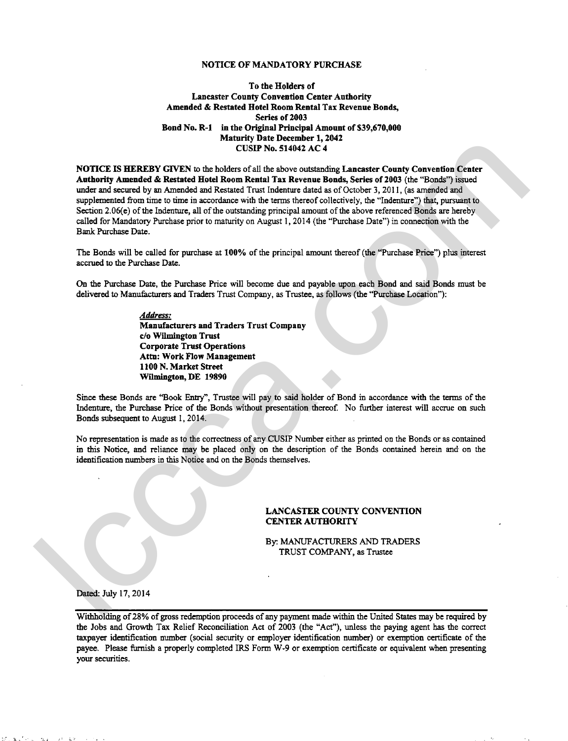# NOTICE OF MANDATORY PURCHASE

**To the Holders of**
**Lancaster County Convention Center Authority**
**Amended & Restated Hotel Room Rental Tax Revenue Bonds,**
**Series of 2003**
**Bond No. R-1 in the Original Principal Amount of $39,670,000**
**Maturity Date December 1, 2042**
**CUSIP No. 514042 AC 4**

**NOTICE IS HEREBY GIVEN** to the holders of all the above outstanding **Lancaster County Convention Center Authority Amended & Restated Hotel Room Rental Tax Revenue Bonds, Series of 2003** (the "Bonds") issued under and secured by an Amended and Restated Trust Indenture dated as of October 3, 2011, (as amended and supplemented from time to time in accordance with the terms thereof collectively, the "Indenture") that, pursuant to Section 2.06(e) of the Indenture, all of the outstanding principal amount of the above referenced Bonds are hereby called for Mandatory Purchase prior to maturity on August 1, 2014 (the "Purchase Date") in connection with the Bank Purchase Date.

The Bonds will be called for purchase at **100%** of the principal amount thereof (the "Purchase Price") plus interest accrued to the Purchase Date.

On the Purchase Date, the Purchase Price will become due and payable upon each Bond and said Bonds must be delivered to Manufacturers and Traders Trust Company, as Trustee, as follows (the "Purchase Location"):

***Address:***
**Manufacturers and Traders Trust Company**
**c/o Wilmington Trust**
**Corporate Trust Operations**
**Attn: Work Flow Management**
**1100 N. Market Street**
**Wilmington, DE 19890**

Since these Bonds are "Book Entry", Trustee will pay to said holder of Bond in accordance with the terms of the Indenture, the Purchase Price of the Bonds without presentation thereof. No further interest will accrue on such Bonds subsequent to August 1, 2014.

No representation is made as to the correctness of any CUSIP Number either as printed on the Bonds or as contained in this Notice, and reliance may be placed only on the description of the Bonds contained herein and on the identification numbers in this Notice and on the Bonds themselves.

LANCASTER COUNTY CONVENTION CENTER AUTHORITY

By: MANUFACTURERS AND TRADERS TRUST COMPANY, as Trustee

Dated: July 17, 2014

---

Withholding of 28% of gross redemption proceeds of any payment made within the United States may be required by the Jobs and Growth Tax Relief Reconciliation Act of 2003 (the "Act"), unless the paying agent has the correct taxpayer identification number (social security or employer identification number) or exemption certificate of the payee. Please furnish a properly completed IRS Form W-9 or exemption certificate or equivalent when presenting your securities.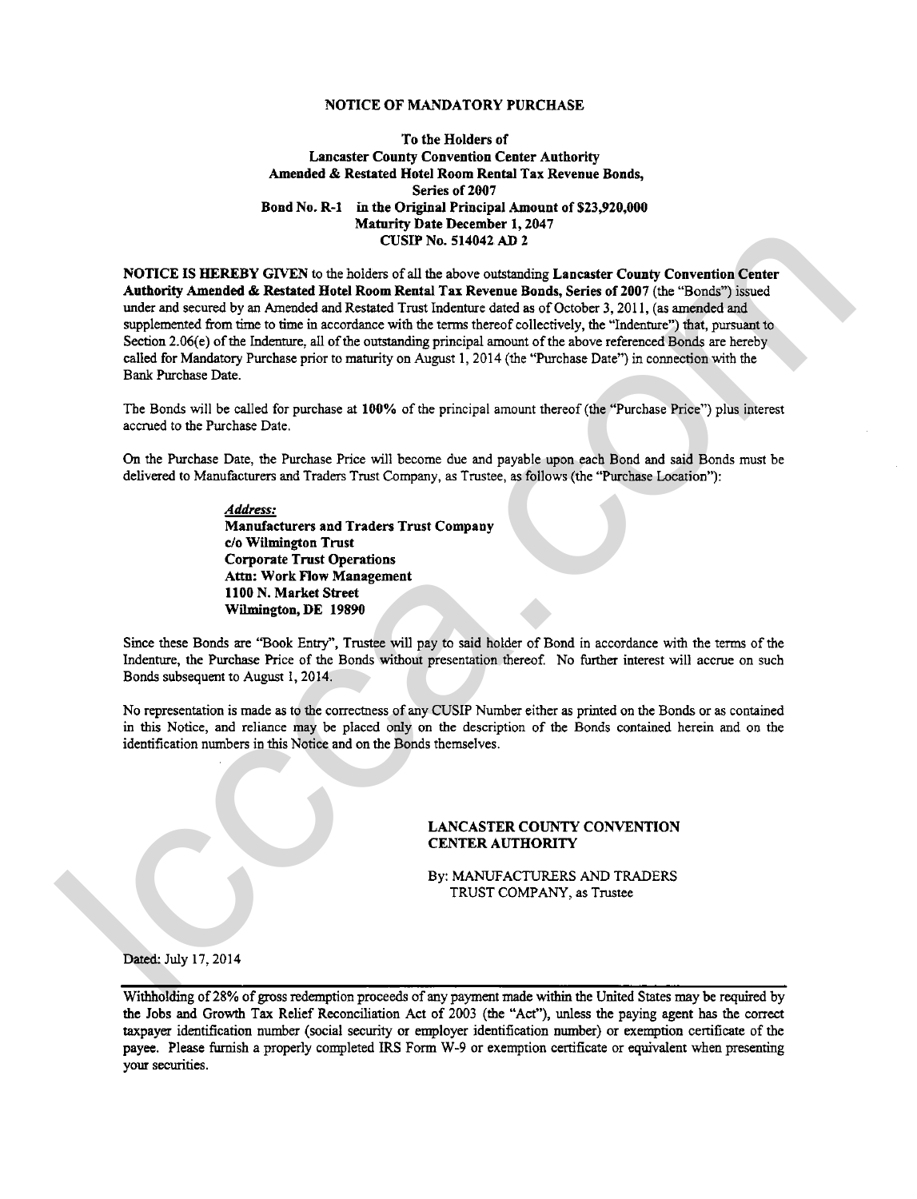**NOTICE OF MANDATORY PURCHASE**

**To the Holders of**
**Lancaster County Convention Center Authority**
**Amended & Restated Hotel Room Rental Tax Revenue Bonds,**
**Series of 2007**
**Bond No. R-1 in the Original Principal Amount of $23,920,000**
**Maturity Date December 1, 2047**
**CUSIP No. 514042 AD 2**

**NOTICE IS HEREBY GIVEN** to the holders of all the above outstanding **Lancaster County Convention Center Authority Amended & Restated Hotel Room Rental Tax Revenue Bonds, Series of 2007** (the "Bonds") issued under and secured by an Amended and Restated Trust Indenture dated as of October 3, 2011, (as amended and supplemented from time to time in accordance with the terms thereof collectively, the "Indenture") that, pursuant to Section 2.06(e) of the Indenture, all of the outstanding principal amount of the above referenced Bonds are hereby called for Mandatory Purchase prior to maturity on August 1, 2014 (the "Purchase Date") in connection with the Bank Purchase Date.

The Bonds will be called for purchase at **100%** of the principal amount thereof (the "Purchase Price") plus interest accrued to the Purchase Date.

On the Purchase Date, the Purchase Price will become due and payable upon each Bond and said Bonds must be delivered to Manufacturers and Traders Trust Company, as Trustee, as follows (the "Purchase Location"):

***Address:***
**Manufacturers and Traders Trust Company**
**c/o Wilmington Trust**
**Corporate Trust Operations**
**Attn: Work Flow Management**
**1100 N. Market Street**
**Wilmington, DE 19890**

Since these Bonds are "Book Entry", Trustee will pay to said holder of Bond in accordance with the terms of the Indenture, the Purchase Price of the Bonds without presentation thereof. No further interest will accrue on such Bonds subsequent to August 1, 2014.

No representation is made as to the correctness of any CUSIP Number either as printed on the Bonds or as contained in this Notice, and reliance may be placed only on the description of the Bonds contained herein and on the identification numbers in this Notice and on the Bonds themselves.

**LANCASTER COUNTY CONVENTION CENTER AUTHORITY**

By: MANUFACTURERS AND TRADERS TRUST COMPANY, as Trustee

Dated: July 17, 2014

---

Withholding of 28% of gross redemption proceeds of any payment made within the United States may be required by the Jobs and Growth Tax Relief Reconciliation Act of 2003 (the "Act"), unless the paying agent has the correct taxpayer identification number (social security or employer identification number) or exemption certificate of the payee. Please furnish a properly completed IRS Form W-9 or exemption certificate or equivalent when presenting your securities.